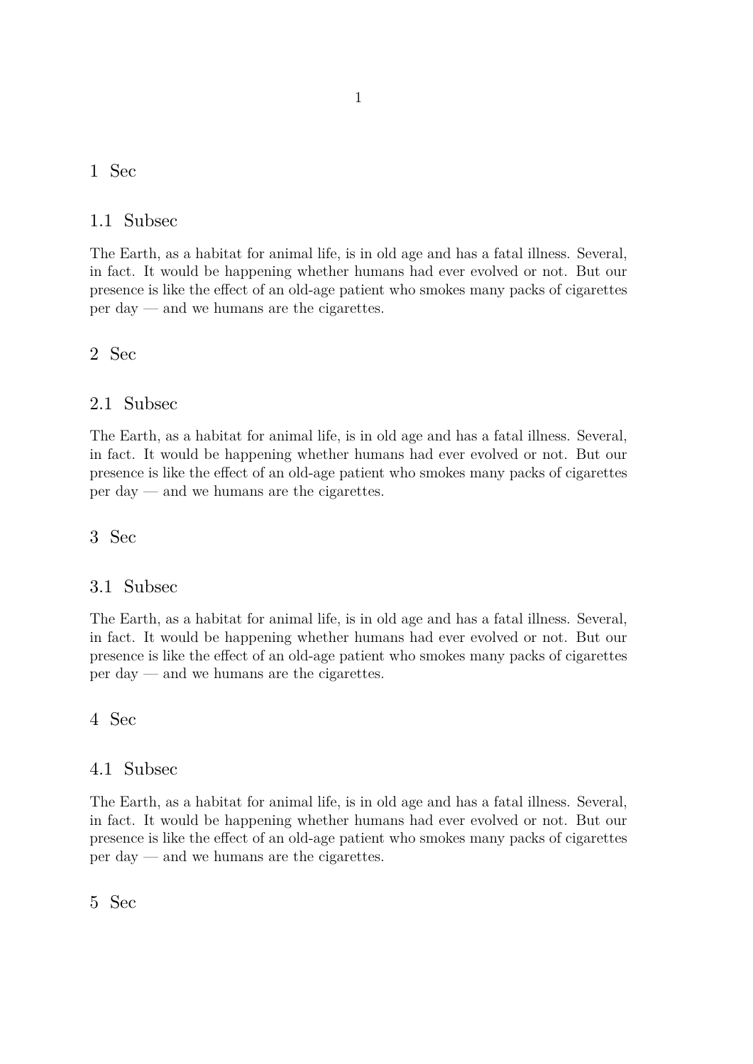# 1 Sec

## 1.1 Subsec

The Earth, as a habitat for animal life, is in old age and has a fatal illness. Several, in fact. It would be happening whether humans had ever evolved or not. But our presence is like the effect of an old-age patient who smokes many packs of cigarettes per day — and we humans are the cigarettes.

# 2 Sec

## 2.1 Subsec

The Earth, as a habitat for animal life, is in old age and has a fatal illness. Several, in fact. It would be happening whether humans had ever evolved or not. But our presence is like the effect of an old-age patient who smokes many packs of cigarettes per day — and we humans are the cigarettes.

# 3 Sec

## 3.1 Subsec

The Earth, as a habitat for animal life, is in old age and has a fatal illness. Several, in fact. It would be happening whether humans had ever evolved or not. But our presence is like the effect of an old-age patient who smokes many packs of cigarettes per day — and we humans are the cigarettes.

# 4 Sec

## 4.1 Subsec

The Earth, as a habitat for animal life, is in old age and has a fatal illness. Several, in fact. It would be happening whether humans had ever evolved or not. But our presence is like the effect of an old-age patient who smokes many packs of cigarettes per day — and we humans are the cigarettes.

# 5 Sec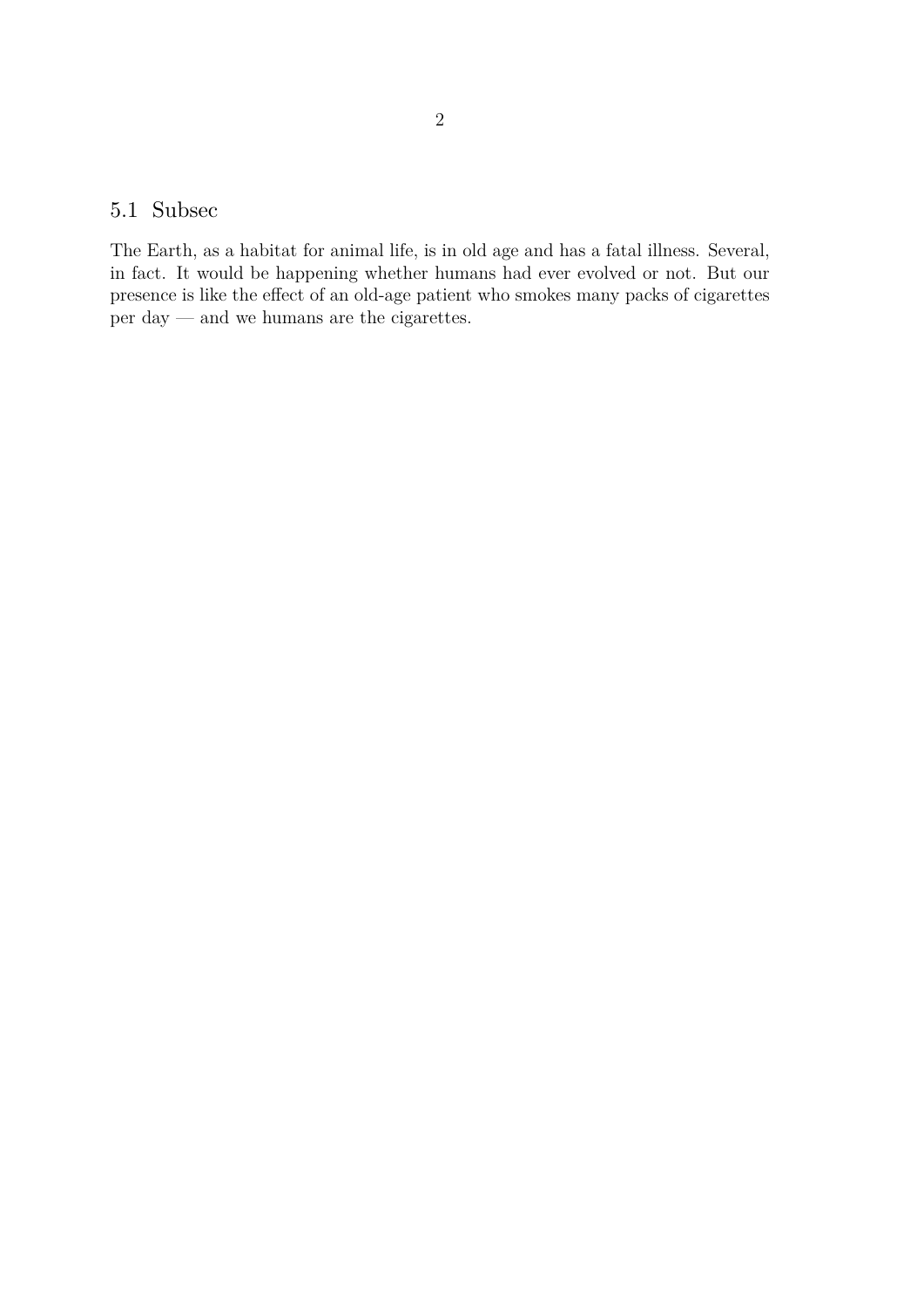### 5.1 Subsec

The Earth, as a habitat for animal life, is in old age and has a fatal illness. Several, in fact. It would be happening whether humans had ever evolved or not. But our presence is like the effect of an old-age patient who smokes many packs of cigarettes per day — and we humans are the cigarettes.